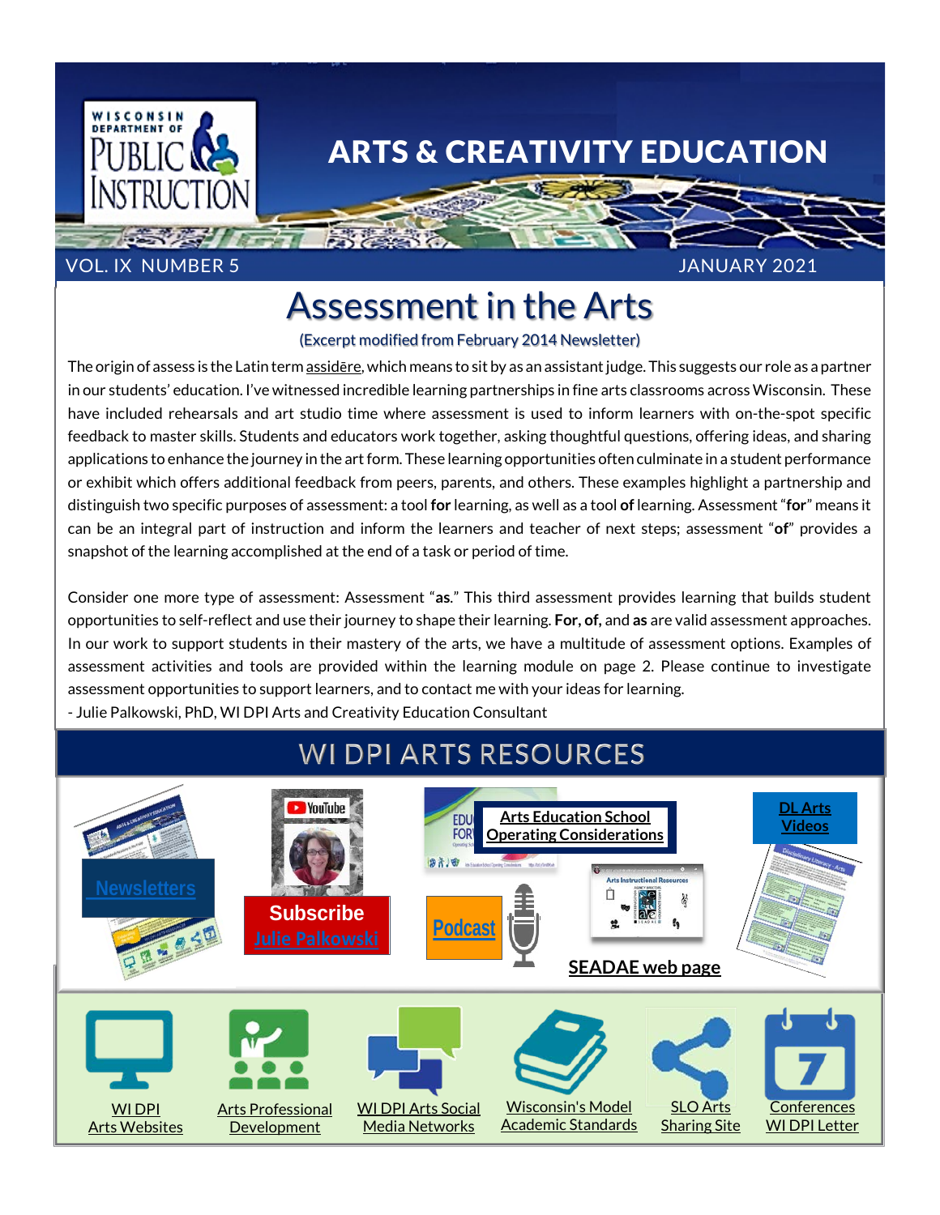Wisconsin Department of Public Instruction

# ARTS & CREATIVITY EDUCATION

VOL. IX NUMBER 5 JANUARY 2021

## Assessment in the Arts

(Excerpt modified from February 2014 Newsletter)

The origin of assess is the Latin term assidēre, which means to sit by as an assistant judge. This suggests our role as a partner in our students' education. I've witnessed incredible learning partnerships in fine arts classrooms across Wisconsin. These have included rehearsals and art studio time where assessment is used to inform learners with on-the-spot specific feedback to master skills. Students and educators work together, asking thoughtful questions, offering ideas, and sharing applications to enhance the journey in the art form. These learning opportunities often culminate in a student performance or exhibit which offers additional feedback from peers, parents, and others. These examples highlight a partnership and distinguish two specific purposes of assessment: a tool **for** learning, as well as a tool **of** learning. Assessment "**for**" means it can be an integral part of instruction and inform the learners and teacher of next steps; assessment "**of**" provides a snapshot of the learning accomplished at the end of a task or period of time.

Consider one more type of assessment: Assessment "**as**." This third assessment provides learning that builds student opportunities to self-reflect and use their journey to shape their learning. **For, of,** and **as** are valid assessment approaches. In our work to support students in their mastery of the arts, we have a multitude of assessment options. Examples of assessment activities and tools are provided within the learning module on page 2. Please continue to investigate assessment opportunities to support learners, and to contact me with your ideas for learning.

- Julie Palkowski, PhD, WI DPI Arts and Creativity Education Consultant

## WI DPI ARTS RESOURCES

- Newsletters
- Subscribe Julie Palkowski
- Arts Education School Operating Considerations
- Podcast
- SEADAE web page
- DL Arts Videos
- WI DPI Arts Websites
- Arts Professional Development
- WI DPI Arts Social Media Networks
- Wisconsin's Model Academic Standards
- SLO Arts Sharing Site
- Conferences WI DPI Letter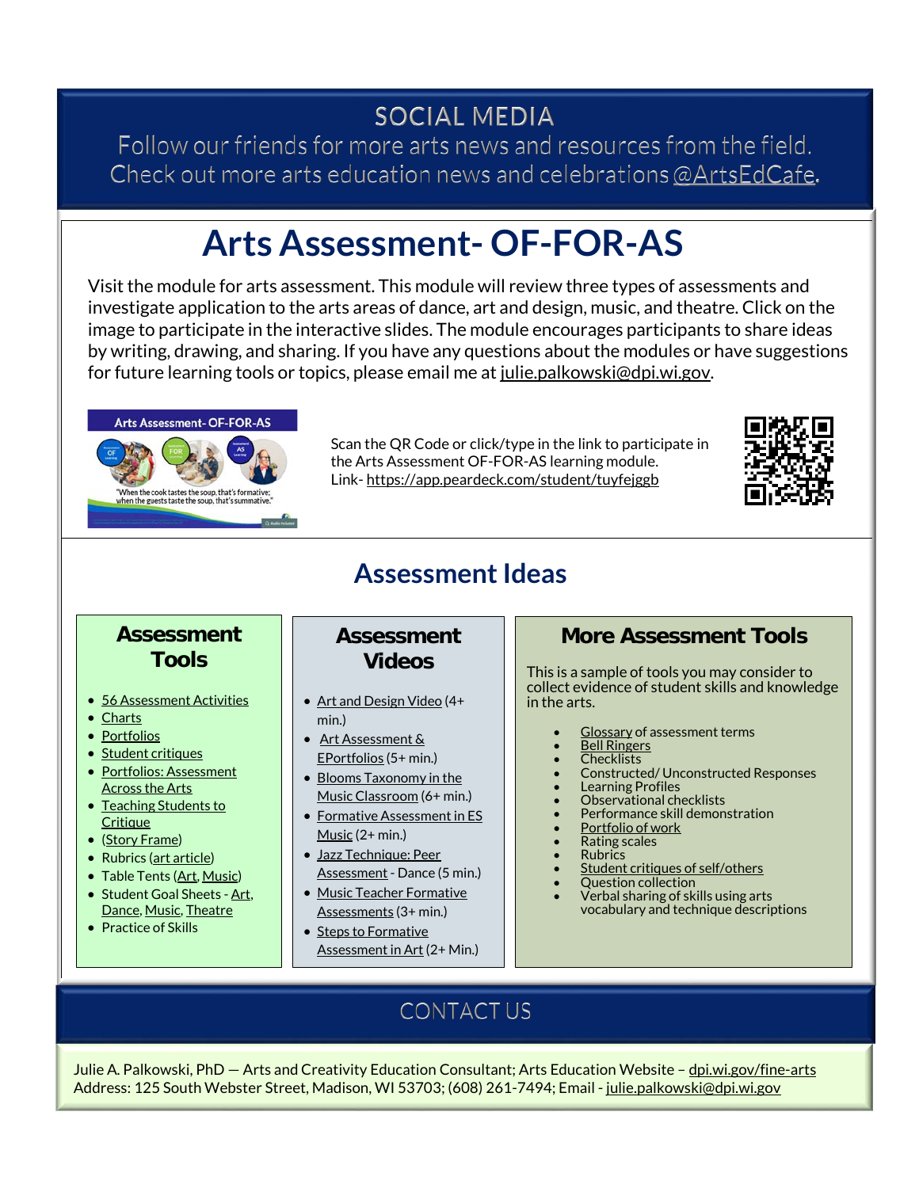## SOCIAL MEDIA

Follow our friends for more arts news and resources from the field.
Check out more arts education news and celebrations @ArtsEdCafe.

# Arts Assessment- OF-FOR-AS

Visit the module for arts assessment. This module will review three types of assessments and investigate application to the arts areas of dance, art and design, music, and theatre. Click on the image to participate in the interactive slides. The module encourages participants to share ideas by writing, drawing, and sharing. If you have any questions about the modules or have suggestions for future learning tools or topics, please email me at julie.palkowski@dpi.wi.gov.

Arts Assessment- OF-FOR-AS

"When the cook tastes the soup, that's formative; when the guests taste the soup, that's summative."

Scan the QR Code or click/type in the link to participate in the Arts Assessment OF-FOR-AS learning module.
Link- https://app.peardeck.com/student/tuyfejggb

## Assessment Ideas

### Assessment Tools

- 56 Assessment Activities
- Charts
- Portfolios
- Student critiques
- Portfolios: Assessment Across the Arts
- Teaching Students to Critique
- (Story Frame)
- Rubrics (art article)
- Table Tents (Art, Music)
- Student Goal Sheets - Art, Dance, Music, Theatre
- Practice of Skills

### Assessment Videos

- Art and Design Video (4+ min.)
- Art Assessment & EPortfolios (5+ min.)
- Blooms Taxonomy in the Music Classroom (6+ min.)
- Formative Assessment in ES Music (2+ min.)
- Jazz Technique: Peer Assessment - Dance (5 min.)
- Music Teacher Formative Assessments (3+ min.)
- Steps to Formative Assessment in Art (2+ Min.)

### More Assessment Tools

This is a sample of tools you may consider to collect evidence of student skills and knowledge in the arts.

- Glossary of assessment terms
- Bell Ringers
- Checklists
- Constructed/ Unconstructed Responses
- Learning Profiles
- Observational checklists
- Performance skill demonstration
- Portfolio of work
- Rating scales
- Rubrics
- Student critiques of self/others
- Question collection
- Verbal sharing of skills using arts vocabulary and technique descriptions

## CONTACT US

Julie A. Palkowski, PhD — Arts and Creativity Education Consultant; Arts Education Website – dpi.wi.gov/fine-arts
Address: 125 South Webster Street, Madison, WI 53703; (608) 261-7494; Email - julie.palkowski@dpi.wi.gov